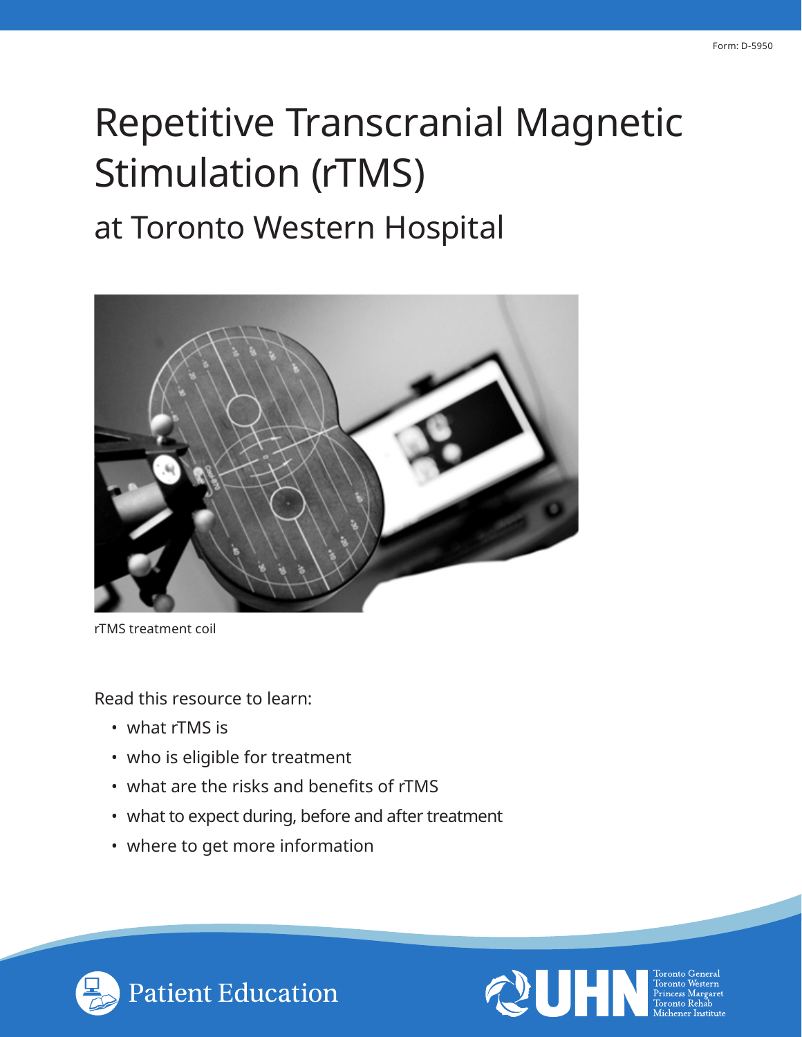Form: D-5950

# Repetitive Transcranial Magnetic Stimulation (rTMS)

## at Toronto Western Hospital

rTMS treatment coil

Read this resource to learn:

- what rTMS is
- who is eligible for treatment
- what are the risks and benefits of rTMS
- what to expect during, before and after treatment
- where to get more information

Patient Education

UHN Toronto General Toronto Western Princess Margaret Toronto Rehab Michener Institute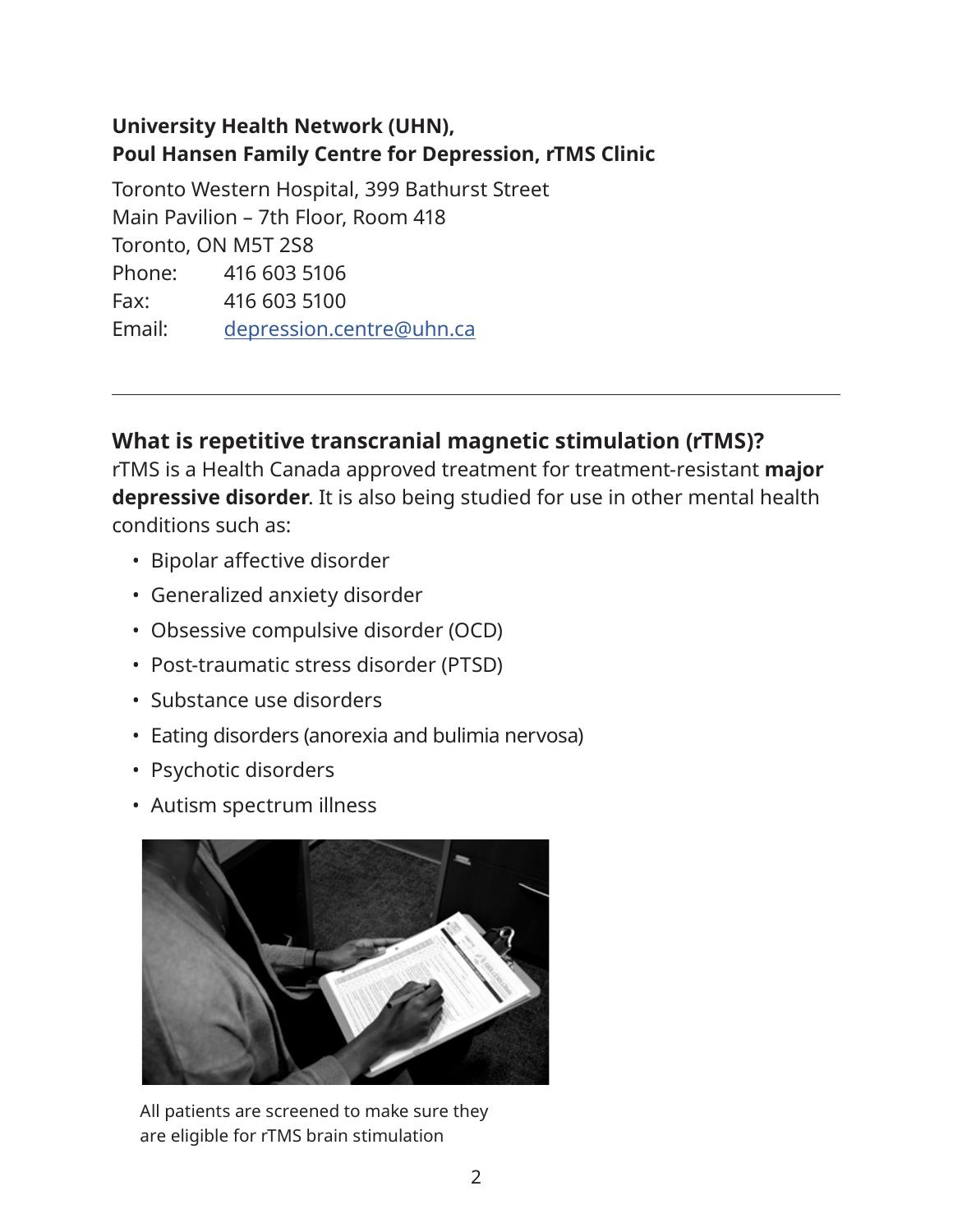**University Health Network (UHN),**
**Poul Hansen Family Centre for Depression, rTMS Clinic**

Toronto Western Hospital, 399 Bathurst Street
Main Pavilion – 7th Floor, Room 418
Toronto, ON M5T 2S8
Phone: 416 603 5106
Fax: 416 603 5100
Email: depression.centre@uhn.ca

---

## What is repetitive transcranial magnetic stimulation (rTMS)?

rTMS is a Health Canada approved treatment for treatment-resistant **major depressive disorder**. It is also being studied for use in other mental health conditions such as:

- Bipolar affective disorder
- Generalized anxiety disorder
- Obsessive compulsive disorder (OCD)
- Post-traumatic stress disorder (PTSD)
- Substance use disorders
- Eating disorders (anorexia and bulimia nervosa)
- Psychotic disorders
- Autism spectrum illness

All patients are screened to make sure they are eligible for rTMS brain stimulation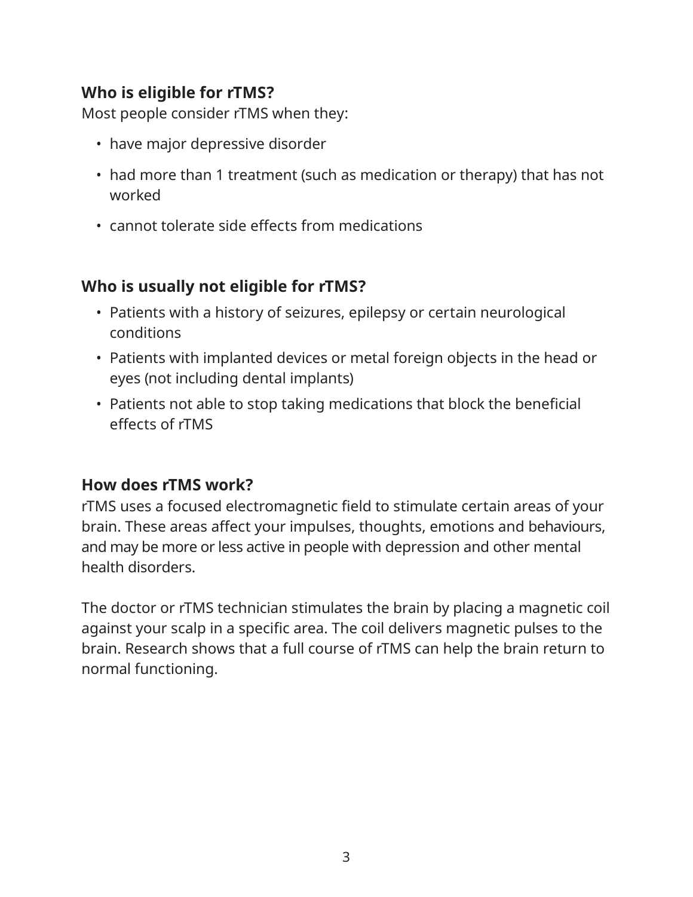## Who is eligible for rTMS?

Most people consider rTMS when they:

- have major depressive disorder
- had more than 1 treatment (such as medication or therapy) that has not worked
- cannot tolerate side effects from medications

## Who is usually not eligible for rTMS?

- Patients with a history of seizures, epilepsy or certain neurological conditions
- Patients with implanted devices or metal foreign objects in the head or eyes (not including dental implants)
- Patients not able to stop taking medications that block the beneficial effects of rTMS

## How does rTMS work?

rTMS uses a focused electromagnetic field to stimulate certain areas of your brain. These areas affect your impulses, thoughts, emotions and behaviours, and may be more or less active in people with depression and other mental health disorders.

The doctor or rTMS technician stimulates the brain by placing a magnetic coil against your scalp in a specific area. The coil delivers magnetic pulses to the brain. Research shows that a full course of rTMS can help the brain return to normal functioning.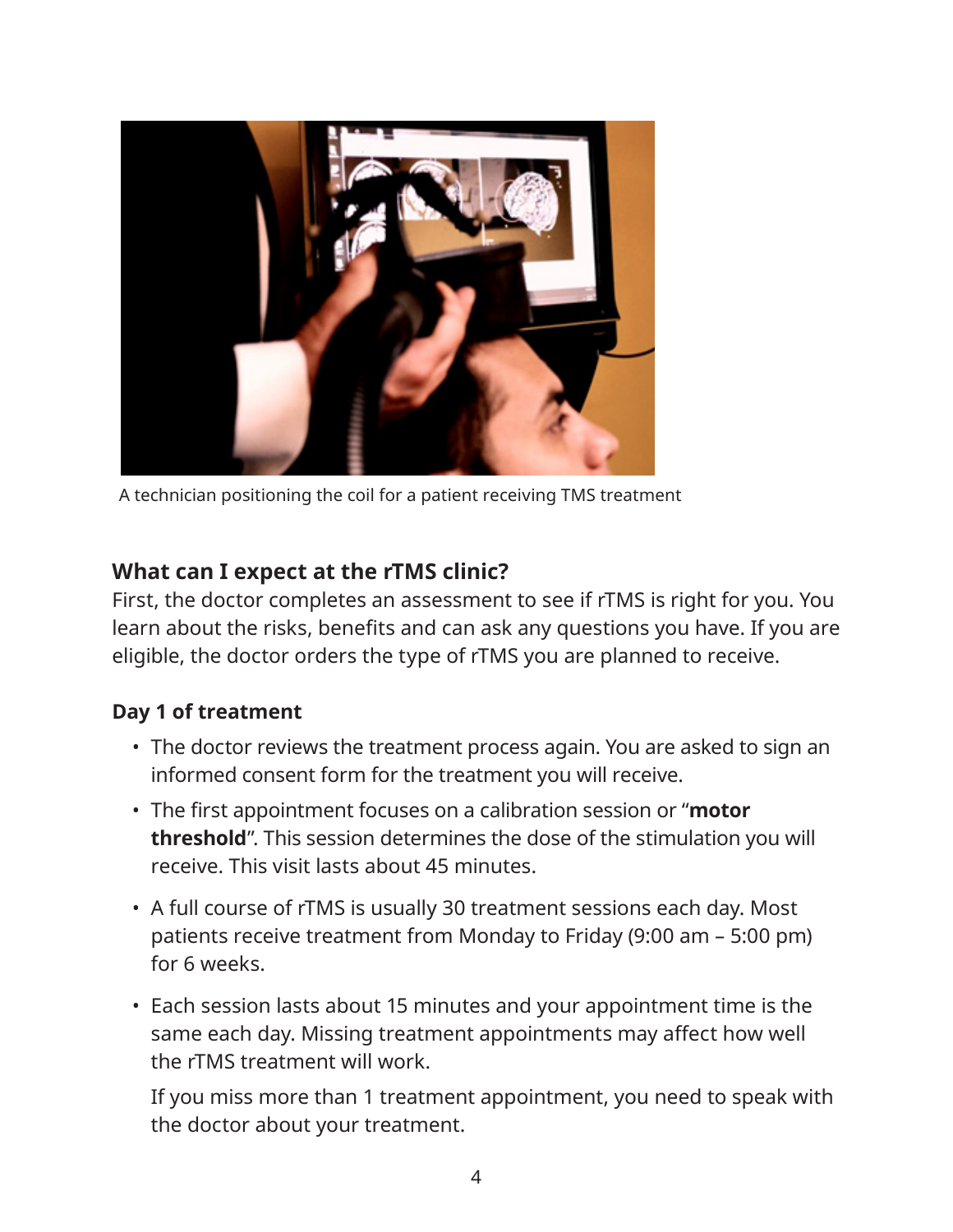A technician positioning the coil for a patient receiving TMS treatment

## What can I expect at the rTMS clinic?

First, the doctor completes an assessment to see if rTMS is right for you. You learn about the risks, benefits and can ask any questions you have. If you are eligible, the doctor orders the type of rTMS you are planned to receive.

### Day 1 of treatment

- The doctor reviews the treatment process again. You are asked to sign an informed consent form for the treatment you will receive.
- The first appointment focuses on a calibration session or "**motor threshold**". This session determines the dose of the stimulation you will receive. This visit lasts about 45 minutes.
- A full course of rTMS is usually 30 treatment sessions each day. Most patients receive treatment from Monday to Friday (9:00 am – 5:00 pm) for 6 weeks.
- Each session lasts about 15 minutes and your appointment time is the same each day. Missing treatment appointments may affect how well the rTMS treatment will work.

  If you miss more than 1 treatment appointment, you need to speak with the doctor about your treatment.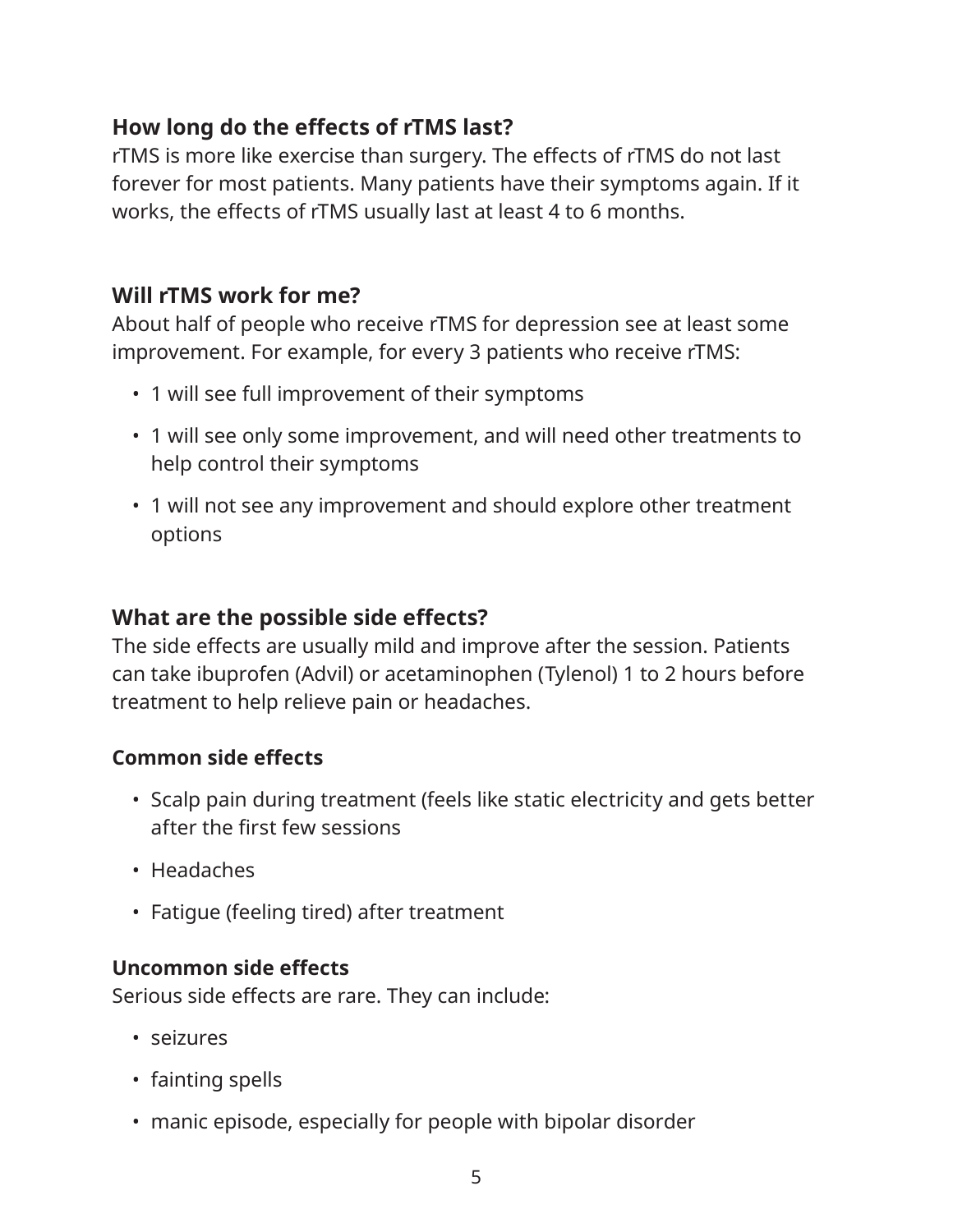## How long do the effects of rTMS last?

rTMS is more like exercise than surgery. The effects of rTMS do not last forever for most patients. Many patients have their symptoms again. If it works, the effects of rTMS usually last at least 4 to 6 months.

## Will rTMS work for me?

About half of people who receive rTMS for depression see at least some improvement. For example, for every 3 patients who receive rTMS:

- 1 will see full improvement of their symptoms
- 1 will see only some improvement, and will need other treatments to help control their symptoms
- 1 will not see any improvement and should explore other treatment options

## What are the possible side effects?

The side effects are usually mild and improve after the session. Patients can take ibuprofen (Advil) or acetaminophen (Tylenol) 1 to 2 hours before treatment to help relieve pain or headaches.

### Common side effects

- Scalp pain during treatment (feels like static electricity and gets better after the first few sessions
- Headaches
- Fatigue (feeling tired) after treatment

### Uncommon side effects

Serious side effects are rare. They can include:

- seizures
- fainting spells
- manic episode, especially for people with bipolar disorder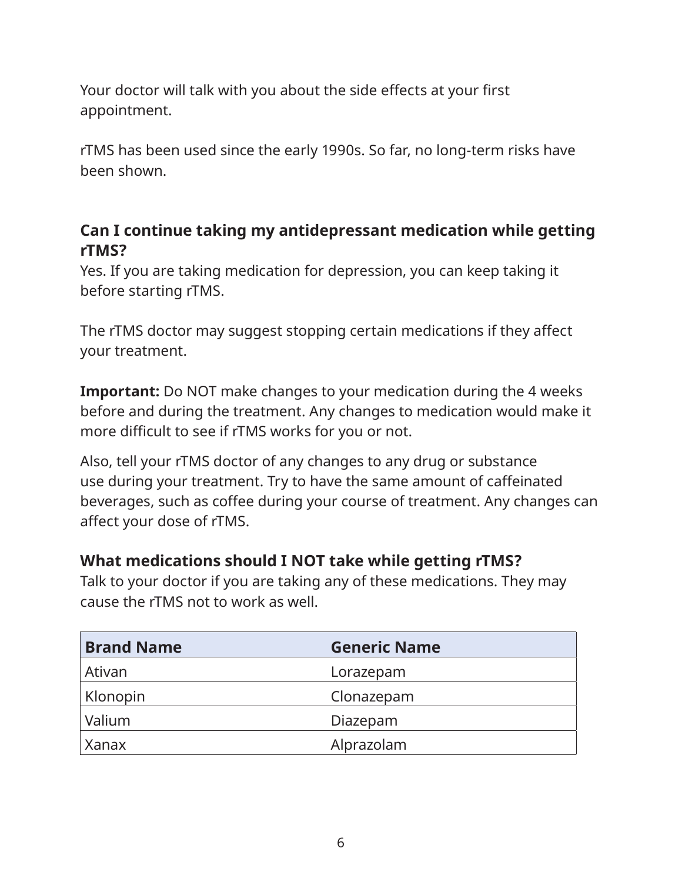Your doctor will talk with you about the side effects at your first appointment.

rTMS has been used since the early 1990s. So far, no long-term risks have been shown.

**Can I continue taking my antidepressant medication while getting rTMS?**

Yes. If you are taking medication for depression, you can keep taking it before starting rTMS.

The rTMS doctor may suggest stopping certain medications if they affect your treatment.

**Important:** Do NOT make changes to your medication during the 4 weeks before and during the treatment. Any changes to medication would make it more difficult to see if rTMS works for you or not.

Also, tell your rTMS doctor of any changes to any drug or substance use during your treatment. Try to have the same amount of caffeinated beverages, such as coffee during your course of treatment. Any changes can affect your dose of rTMS.

**What medications should I NOT take while getting rTMS?**

Talk to your doctor if you are taking any of these medications. They may cause the rTMS not to work as well.

| Brand Name | Generic Name |
| --- | --- |
| Ativan | Lorazepam |
| Klonopin | Clonazepam |
| Valium | Diazepam |
| Xanax | Alprazolam |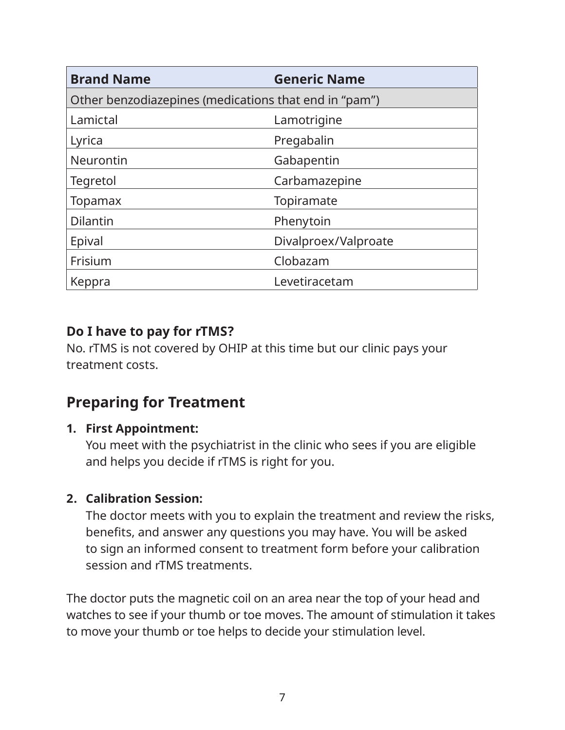| Brand Name | Generic Name |
|---|---|
| Other benzodiazepines (medications that end in "pam") | |
| Lamictal | Lamotrigine |
| Lyrica | Pregabalin |
| Neurontin | Gabapentin |
| Tegretol | Carbamazepine |
| Topamax | Topiramate |
| Dilantin | Phenytoin |
| Epival | Divalproex/Valproate |
| Frisium | Clobazam |
| Keppra | Levetiracetam |

**Do I have to pay for rTMS?**
No. rTMS is not covered by OHIP at this time but our clinic pays your treatment costs.

## Preparing for Treatment

1. **First Appointment:**
   You meet with the psychiatrist in the clinic who sees if you are eligible and helps you decide if rTMS is right for you.

2. **Calibration Session:**
   The doctor meets with you to explain the treatment and review the risks, benefits, and answer any questions you may have. You will be asked to sign an informed consent to treatment form before your calibration session and rTMS treatments.

The doctor puts the magnetic coil on an area near the top of your head and watches to see if your thumb or toe moves. The amount of stimulation it takes to move your thumb or toe helps to decide your stimulation level.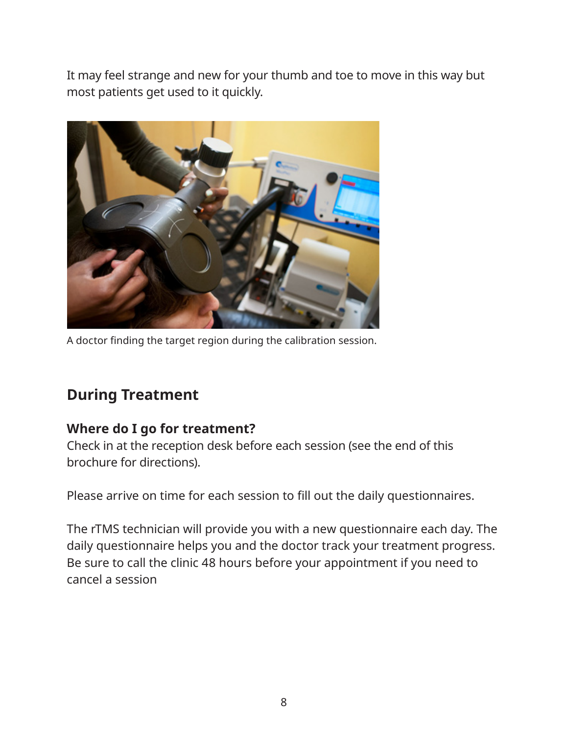It may feel strange and new for your thumb and toe to move in this way but most patients get used to it quickly.

A doctor finding the target region during the calibration session.

## During Treatment

### Where do I go for treatment?

Check in at the reception desk before each session (see the end of this brochure for directions).

Please arrive on time for each session to fill out the daily questionnaires.

The rTMS technician will provide you with a new questionnaire each day. The daily questionnaire helps you and the doctor track your treatment progress. Be sure to call the clinic 48 hours before your appointment if you need to cancel a session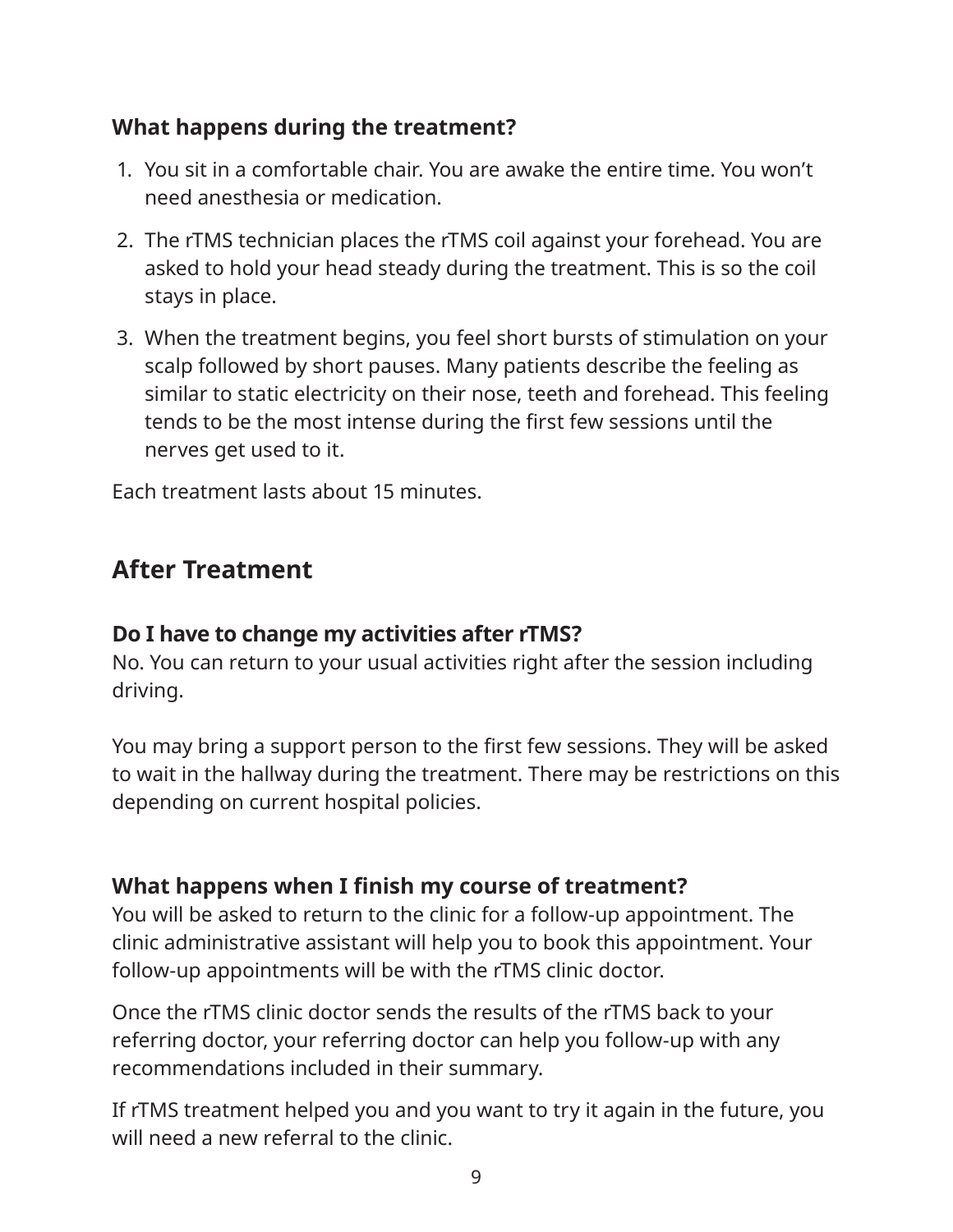### What happens during the treatment?

1. You sit in a comfortable chair. You are awake the entire time. You won't need anesthesia or medication.
2. The rTMS technician places the rTMS coil against your forehead. You are asked to hold your head steady during the treatment. This is so the coil stays in place.
3. When the treatment begins, you feel short bursts of stimulation on your scalp followed by short pauses. Many patients describe the feeling as similar to static electricity on their nose, teeth and forehead. This feeling tends to be the most intense during the first few sessions until the nerves get used to it.

Each treatment lasts about 15 minutes.

## After Treatment

**Do I have to change my activities after rTMS?**
No. You can return to your usual activities right after the session including driving.

You may bring a support person to the first few sessions. They will be asked to wait in the hallway during the treatment. There may be restrictions on this depending on current hospital policies.

**What happens when I finish my course of treatment?**
You will be asked to return to the clinic for a follow-up appointment. The clinic administrative assistant will help you to book this appointment. Your follow-up appointments will be with the rTMS clinic doctor.

Once the rTMS clinic doctor sends the results of the rTMS back to your referring doctor, your referring doctor can help you follow-up with any recommendations included in their summary.

If rTMS treatment helped you and you want to try it again in the future, you will need a new referral to the clinic.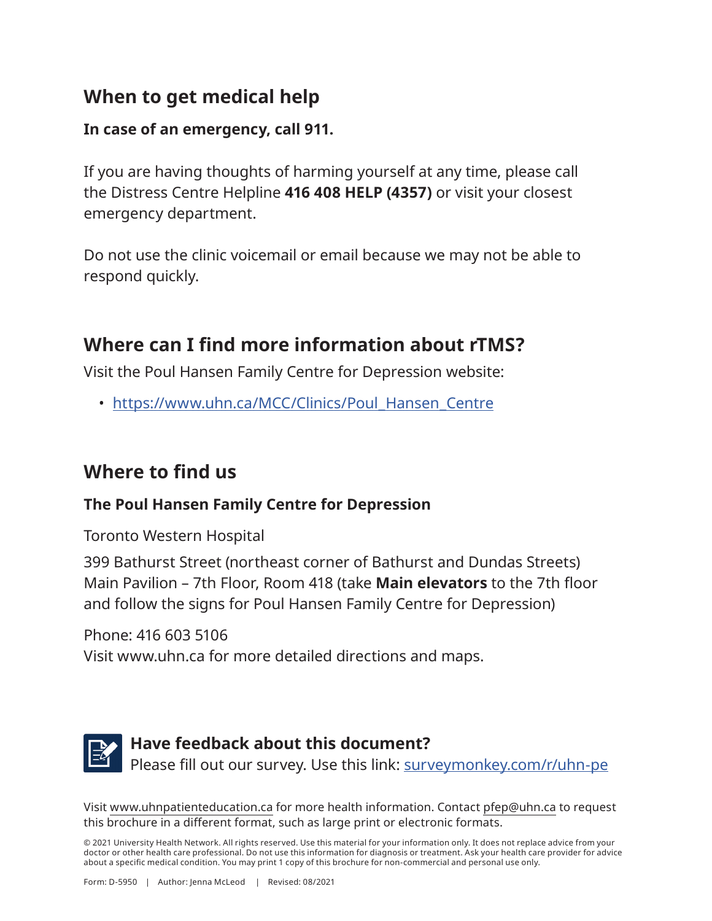## When to get medical help

**In case of an emergency, call 911.**

If you are having thoughts of harming yourself at any time, please call the Distress Centre Helpline **416 408 HELP (4357)** or visit your closest emergency department.

Do not use the clinic voicemail or email because we may not be able to respond quickly.

## Where can I find more information about rTMS?

Visit the Poul Hansen Family Centre for Depression website:

- https://www.uhn.ca/MCC/Clinics/Poul_Hansen_Centre

## Where to find us

### The Poul Hansen Family Centre for Depression

Toronto Western Hospital

399 Bathurst Street (northeast corner of Bathurst and Dundas Streets)
Main Pavilion – 7th Floor, Room 418 (take **Main elevators** to the 7th floor and follow the signs for Poul Hansen Family Centre for Depression)

Phone: 416 603 5106
Visit www.uhn.ca for more detailed directions and maps.

**Have feedback about this document?**
Please fill out our survey. Use this link: surveymonkey.com/r/uhn-pe

Visit www.uhnpatienteducation.ca for more health information. Contact pfep@uhn.ca to request this brochure in a different format, such as large print or electronic formats.

© 2021 University Health Network. All rights reserved. Use this material for your information only. It does not replace advice from your doctor or other health care professional. Do not use this information for diagnosis or treatment. Ask your health care provider for advice about a specific medical condition. You may print 1 copy of this brochure for non-commercial and personal use only.

Form: D-5950 | Author: Jenna McLeod | Revised: 08/2021